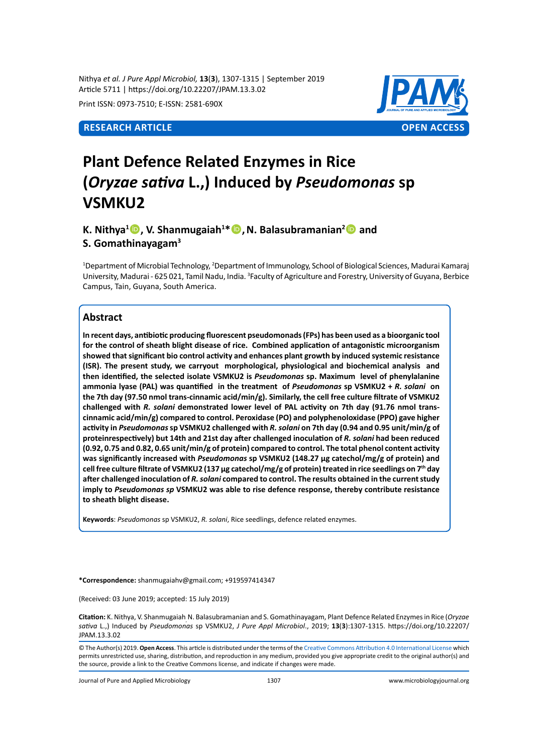RESEARCH ARTICLE OPEN ACCESS

# Plant Defence Related Enzymes in Rice (*Oryzae sativa* L.,) Induced by *Pseudomonas* sp VSMKU2

**K. Nithya[1], V. Shanmugaiah[1]*, N. Balasubramanian[2] and S. Gomathinayagam[3]**

[1]Department of Microbial Technology, [2]Department of Immunology, School of Biological Sciences, Madurai Kamaraj University, Madurai - 625 021, Tamil Nadu, India. [3]Faculty of Agriculture and Forestry, University of Guyana, Berbice Campus, Tain, Guyana, South America.

## Abstract

**In recent days, antibiotic producing fluorescent pseudomonads (FPs) has been used as a bioorganic tool for the control of sheath blight disease of rice. Combined application of antagonistic microorganism showed that significant bio control activity and enhances plant growth by induced systemic resistance (ISR). The present study, we carryout morphological, physiological and biochemical analysis and then identified, the selected isolate VSMKU2 is *Pseudomonas* sp. Maximum level of phenylalanine ammonia lyase (PAL) was quantified in the treatment of *Pseudomonas* sp VSMKU2 + *R. solani* on the 7th day (97.50 nmol trans-cinnamic acid/min/g). Similarly, the cell free culture filtrate of VSMKU2 challenged with *R. solani* demonstrated lower level of PAL activity on 7th day (91.76 nmol trans-cinnamic acid/min/g) compared to control. Peroxidase (PO) and polyphenoloxidase (PPO) gave higher activity in *Pseudomonas* sp VSMKU2 challenged with *R. solani* on 7th day (0.94 and 0.95 unit/min/g of proteinrespectively) but 14th and 21st day after challenged inoculation of *R. solani* had been reduced (0.92, 0.75 and 0.82, 0.65 unit/min/g of protein) compared to control. The total phenol content activity was significantly increased with *Pseudomonas* sp VSMKU2 (148.27 µg catechol/mg/g of protein) and cell free culture filtrate of VSMKU2 (137 µg catechol/mg/g of protein) treated in rice seedlings on 7$^{th}$ day after challenged inoculation of *R. solani* compared to control. The results obtained in the current study imply to *Pseudomonas sp* VSMKU2 was able to rise defence response, thereby contribute resistance to sheath blight disease.**

**Keywords**: *Pseudomonas* sp VSMKU2, *R. solani*, Rice seedlings, defence related enzymes.

**\*Correspondence:** shanmugaiahv@gmail.com; +919597414347

(Received: 03 June 2019; accepted: 15 July 2019)

**Citation:** K. Nithya, V. Shanmugaiah N. Balasubramanian and S. Gomathinayagam, Plant Defence Related Enzymes in Rice (*Oryzae sativa* L.,) Induced by *Pseudomonas* sp VSMKU2, *J Pure Appl Microbiol.*, 2019; **13**(**3**):1307-1315. https://doi.org/10.22207/JPAM.13.3.02

© The Author(s) 2019. **Open Access**. This article is distributed under the terms of the Creative Commons Attribution 4.0 International License which permits unrestricted use, sharing, distribution, and reproduction in any medium, provided you give appropriate credit to the original author(s) and the source, provide a link to the Creative Commons license, and indicate if changes were made.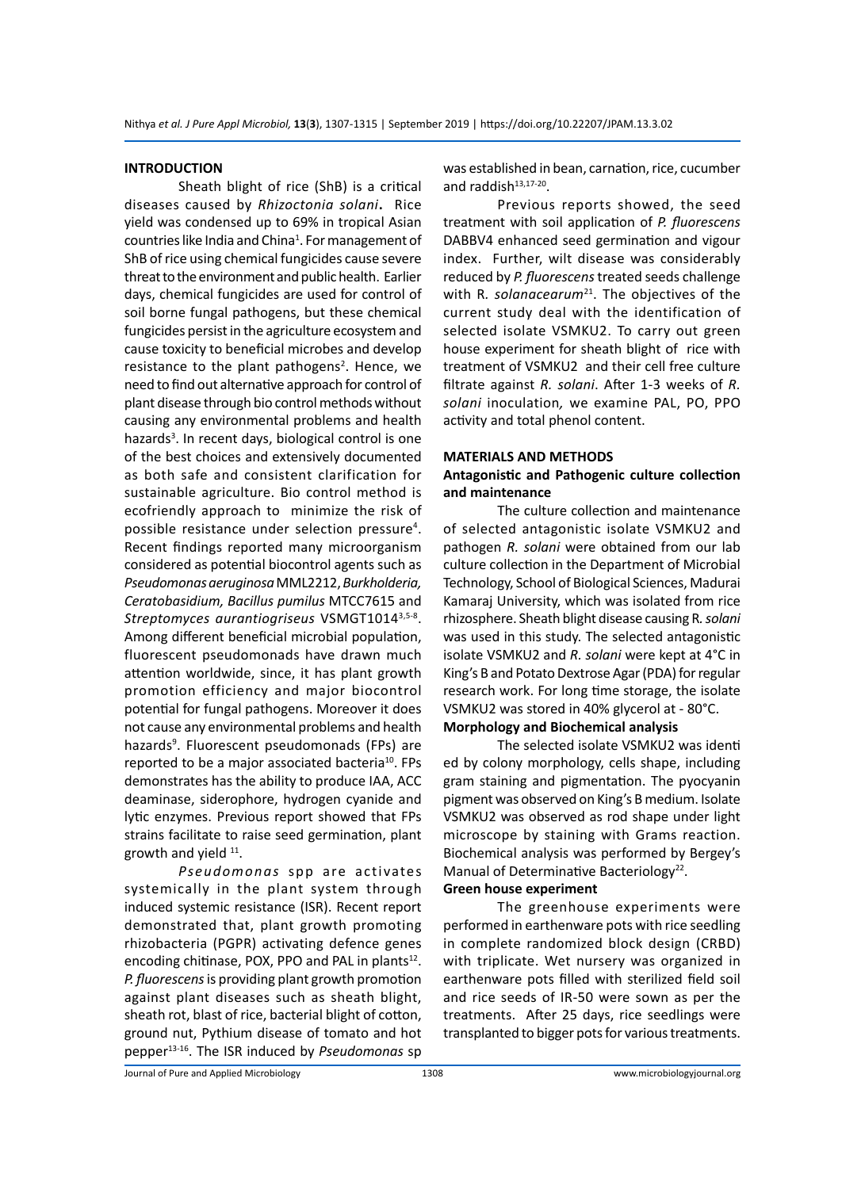## INTRODUCTION

Sheath blight of rice (ShB) is a critical diseases caused by *Rhizoctonia solani*. Rice yield was condensed up to 69% in tropical Asian countries like India and China[1]. For management of ShB of rice using chemical fungicides cause severe threat to the environment and public health. Earlier days, chemical fungicides are used for control of soil borne fungal pathogens, but these chemical fungicides persist in the agriculture ecosystem and cause toxicity to beneficial microbes and develop resistance to the plant pathogens[2]. Hence, we need to find out alternative approach for control of plant disease through bio control methods without causing any environmental problems and health hazards[3]. In recent days, biological control is one of the best choices and extensively documented as both safe and consistent clarification for sustainable agriculture. Bio control method is ecofriendly approach to minimize the risk of possible resistance under selection pressure[4]. Recent findings reported many microorganism considered as potential biocontrol agents such as *Pseudomonas aeruginosa* MML2212, *Burkholderia, Ceratobasidium, Bacillus pumilus* MTCC7615 and *Streptomyces aurantiogriseus* VSMGT1014[3,5-8]. Among different beneficial microbial population, fluorescent pseudomonads have drawn much attention worldwide, since, it has plant growth promotion efficiency and major biocontrol potential for fungal pathogens. Moreover it does not cause any environmental problems and health hazards[9]. Fluorescent pseudomonads (FPs) are reported to be a major associated bacteria[10]. FPs demonstrates has the ability to produce IAA, ACC deaminase, siderophore, hydrogen cyanide and lytic enzymes. Previous report showed that FPs strains facilitate to raise seed germination, plant growth and yield [11].

*Pseudomonas* spp are activates systemically in the plant system through induced systemic resistance (ISR). Recent report demonstrated that, plant growth promoting rhizobacteria (PGPR) activating defence genes encoding chitinase, POX, PPO and PAL in plants[12]. *P. fluorescens* is providing plant growth promotion against plant diseases such as sheath blight, sheath rot, blast of rice, bacterial blight of cotton, ground nut, Pythium disease of tomato and hot pepper[13-16]. The ISR induced by *Pseudomonas* sp was established in bean, carnation, rice, cucumber and raddish[13,17-20].

Previous reports showed, the seed treatment with soil application of *P. fluorescens* DABBV4 enhanced seed germination and vigour index. Further, wilt disease was considerably reduced by *P. fluorescens* treated seeds challenge with R. *solanacearum*[21]. The objectives of the current study deal with the identification of selected isolate VSMKU2. To carry out green house experiment for sheath blight of rice with treatment of VSMKU2 and their cell free culture filtrate against *R. solani*. After 1-3 weeks of *R. solani* inoculation*,* we examine PAL, PO, PPO activity and total phenol content.

## MATERIALS AND METHODS

### Antagonistic and Pathogenic culture collection and maintenance

The culture collection and maintenance of selected antagonistic isolate VSMKU2 and pathogen *R. solani* were obtained from our lab culture collection in the Department of Microbial Technology, School of Biological Sciences, Madurai Kamaraj University, which was isolated from rice rhizosphere. Sheath blight disease causing R*. solani* was used in this study. The selected antagonistic isolate VSMKU2 and *R. solani* were kept at 4°C in King's B and Potato Dextrose Agar (PDA) for regular research work. For long time storage, the isolate VSMKU2 was stored in 40% glycerol at - 80°C.

### Morphology and Biochemical analysis

The selected isolate VSMKU2 was identi ed by colony morphology, cells shape, including gram staining and pigmentation. The pyocyanin pigment was observed on King's B medium. Isolate VSMKU2 was observed as rod shape under light microscope by staining with Grams reaction. Biochemical analysis was performed by Bergey's Manual of Determinative Bacteriology[22].

### Green house experiment

The greenhouse experiments were performed in earthenware pots with rice seedling in complete randomized block design (CRBD) with triplicate. Wet nursery was organized in earthenware pots filled with sterilized field soil and rice seeds of IR-50 were sown as per the treatments. After 25 days, rice seedlings were transplanted to bigger pots for various treatments.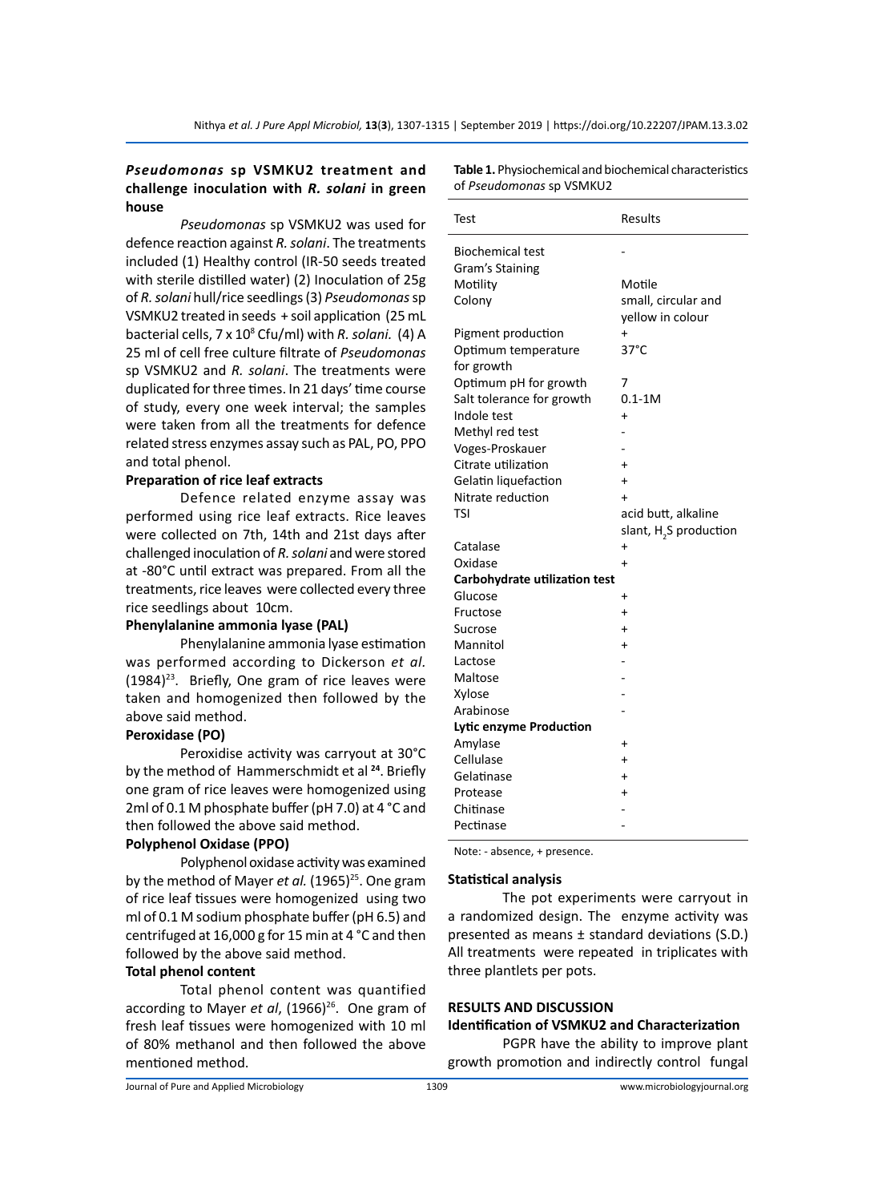### *Pseudomonas* sp VSMKU2 treatment and challenge inoculation with *R. solani* in green house

*Pseudomonas* sp VSMKU2 was used for defence reaction against *R. solani*. The treatments included (1) Healthy control (IR-50 seeds treated with sterile distilled water) (2) Inoculation of 25g of *R. solani* hull/rice seedlings (3) *Pseudomonas* sp VSMKU2 treated in seeds + soil application (25 mL bacterial cells, 7 x $10^8$ Cfu/ml) with *R. solani.* (4) A 25 ml of cell free culture filtrate of *Pseudomonas* sp VSMKU2 and *R. solani*. The treatments were duplicated for three times. In 21 days' time course of study, every one week interval; the samples were taken from all the treatments for defence related stress enzymes assay such as PAL, PO, PPO and total phenol.

### Preparation of rice leaf extracts

Defence related enzyme assay was performed using rice leaf extracts. Rice leaves were collected on 7th, 14th and 21st days after challenged inoculation of *R. solani* and were stored at -80°C until extract was prepared. From all the treatments, rice leaves were collected every three rice seedlings about 10cm.

### Phenylalanine ammonia lyase (PAL)

Phenylalanine ammonia lyase estimation was performed according to Dickerson *et al.* (1984)[23]. Briefly, One gram of rice leaves were taken and homogenized then followed by the above said method.

### Peroxidase (PO)

Peroxidise activity was carryout at 30°C by the method of Hammerschmidt et al [24]. Briefly one gram of rice leaves were homogenized using 2ml of 0.1 M phosphate buffer (pH 7.0) at 4 °C and then followed the above said method.

### Polyphenol Oxidase (PPO)

Polyphenol oxidase activity was examined by the method of Mayer *et al.* (1965)[25]. One gram of rice leaf tissues were homogenized using two ml of 0.1 M sodium phosphate buffer (pH 6.5) and centrifuged at 16,000 g for 15 min at 4 °C and then followed by the above said method.

### Total phenol content

Total phenol content was quantified according to Mayer *et al*, (1966)[26]. One gram of fresh leaf tissues were homogenized with 10 ml of 80% methanol and then followed the above mentioned method.

**Table 1.** Physiochemical and biochemical characteristics of *Pseudomonas* sp VSMKU2

| Test | Results |
|---|---|
| Biochemical test | - |
| Gram's Staining | |
| Motility | Motile |
| Colony | small, circular and yellow in colour |
| Pigment production | + |
| Optimum temperature for growth | 37°C |
| Optimum pH for growth | 7 |
| Salt tolerance for growth | 0.1-1M |
| Indole test | + |
| Methyl red test | - |
| Voges-Proskauer | - |
| Citrate utilization | + |
| Gelatin liquefaction | + |
| Nitrate reduction | + |
| TSI | acid butt, alkaline slant, $H_2S$ production |
| Catalase | + |
| Oxidase | + |
| **Carbohydrate utilization test** | |
| Glucose | + |
| Fructose | + |
| Sucrose | + |
| Mannitol | + |
| Lactose | - |
| Maltose | - |
| Xylose | - |
| Arabinose | - |
| **Lytic enzyme Production** | |
| Amylase | + |
| Cellulase | + |
| Gelatinase | + |
| Protease | + |
| Chitinase | - |
| Pectinase | - |

Note: - absence, + presence.

### Statistical analysis

The pot experiments were carryout in a randomized design. The enzyme activity was presented as means ± standard deviations (S.D.) All treatments were repeated in triplicates with three plantlets per pots.

## RESULTS AND DISCUSSION

### Identification of VSMKU2 and Characterization

PGPR have the ability to improve plant growth promotion and indirectly control fungal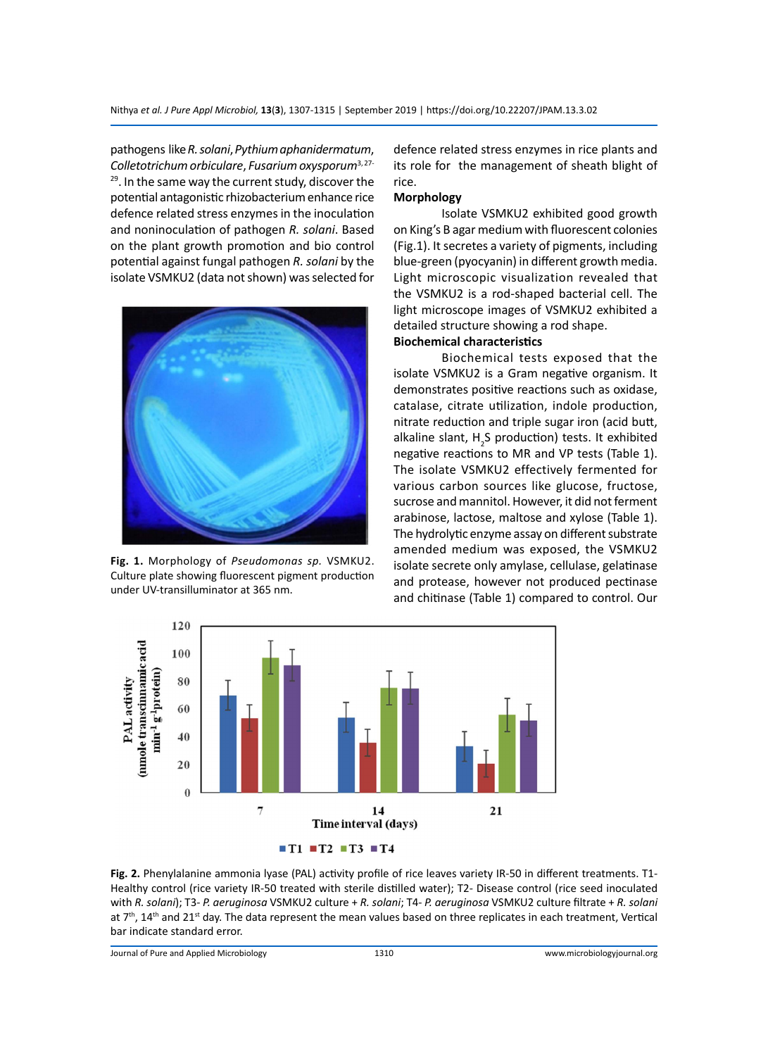pathogens like *R. solani*, *Pythium aphanidermatum*, *Colletotrichum orbiculare*, *Fusarium oxysporum*[3,27-29]. In the same way the current study, discover the potential antagonistic rhizobacterium enhance rice defence related stress enzymes in the inoculation and noninoculation of pathogen *R. solani*. Based on the plant growth promotion and bio control potential against fungal pathogen *R. solani* by the isolate VSMKU2 (data not shown) was selected for defence related stress enzymes in rice plants and its role for the management of sheath blight of rice.

**Fig. 1.** Morphology of *Pseudomonas sp.* VSMKU2. Culture plate showing fluorescent pigment production under UV-transilluminator at 365 nm.

### Morphology

Isolate VSMKU2 exhibited good growth on King's B agar medium with fluorescent colonies (Fig.1). It secretes a variety of pigments, including blue-green (pyocyanin) in different growth media. Light microscopic visualization revealed that the VSMKU2 is a rod-shaped bacterial cell. The light microscope images of VSMKU2 exhibited a detailed structure showing a rod shape.

### Biochemical characteristics

Biochemical tests exposed that the isolate VSMKU2 is a Gram negative organism. It demonstrates positive reactions such as oxidase, catalase, citrate utilization, indole production, nitrate reduction and triple sugar iron (acid butt, alkaline slant, $H_2S$ production) tests. It exhibited negative reactions to MR and VP tests (Table 1). The isolate VSMKU2 effectively fermented for various carbon sources like glucose, fructose, sucrose and mannitol. However, it did not ferment arabinose, lactose, maltose and xylose (Table 1). The hydrolytic enzyme assay on different substrate amended medium was exposed, the VSMKU2 isolate secrete only amylase, cellulase, gelatinase and protease, however not produced pectinase and chitinase (Table 1) compared to control. Our

**Fig. 2.** Phenylalanine ammonia lyase (PAL) activity profile of rice leaves variety IR-50 in different treatments. T1- Healthy control (rice variety IR-50 treated with sterile distilled water); T2- Disease control (rice seed inoculated with *R. solani*); T3- *P. aeruginosa* VSMKU2 culture + *R. solani*; T4- *P. aeruginosa* VSMKU2 culture filtrate + *R. solani* at 7th, 14th and 21st day. The data represent the mean values based on three replicates in each treatment, Vertical bar indicate standard error.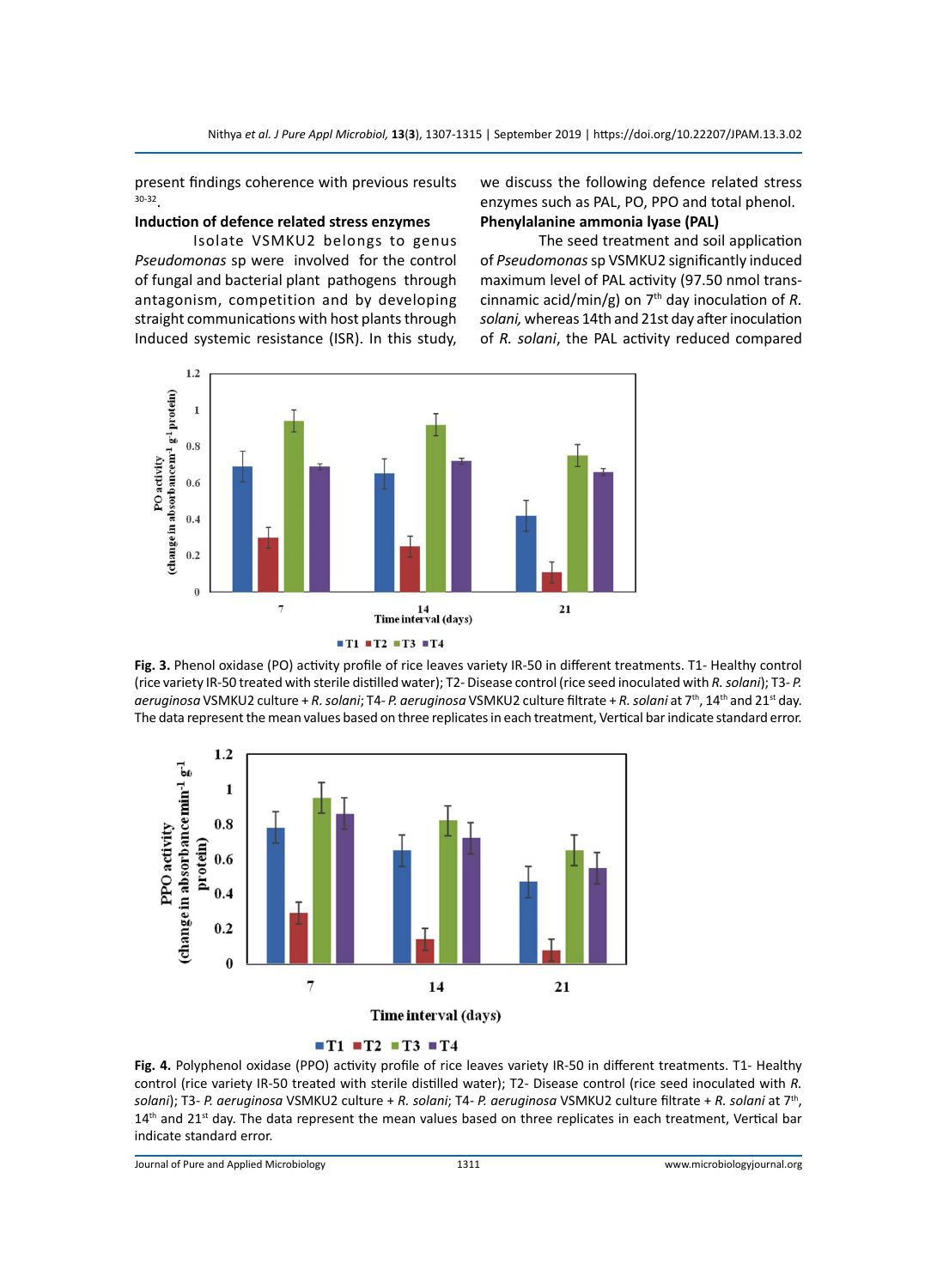present findings coherence with previous results [30-32].

### Induction of defence related stress enzymes

Isolate VSMKU2 belongs to genus *Pseudomonas* sp were involved for the control of fungal and bacterial plant pathogens through antagonism, competition and by developing straight communications with host plants through Induced systemic resistance (ISR). In this study, we discuss the following defence related stress enzymes such as PAL, PO, PPO and total phenol.

### Phenylalanine ammonia lyase (PAL)

The seed treatment and soil application of *Pseudomonas* sp VSMKU2 significantly induced maximum level of PAL activity (97.50 nmol trans-cinnamic acid/min/g) on $7^{th}$ day inoculation of *R. solani,* whereas 14th and 21st day after inoculation of *R. solani*, the PAL activity reduced compared

**Fig. 3.** Phenol oxidase (PO) activity profile of rice leaves variety IR-50 in different treatments. T1- Healthy control (rice variety IR-50 treated with sterile distilled water); T2- Disease control (rice seed inoculated with *R. solani*); T3- *P. aeruginosa* VSMKU2 culture + *R. solani*; T4- *P. aeruginosa* VSMKU2 culture filtrate + *R. solani* at $7^{th}$, $14^{th}$ and $21^{st}$ day. The data represent the mean values based on three replicates in each treatment, Vertical bar indicate standard error.

**Fig. 4.** Polyphenol oxidase (PPO) activity profile of rice leaves variety IR-50 in different treatments. T1- Healthy control (rice variety IR-50 treated with sterile distilled water); T2- Disease control (rice seed inoculated with *R. solani*); T3- *P. aeruginosa* VSMKU2 culture + *R. solani*; T4- *P. aeruginosa* VSMKU2 culture filtrate + *R. solani* at $7^{th}$, $14^{th}$ and $21^{st}$ day. The data represent the mean values based on three replicates in each treatment, Vertical bar indicate standard error.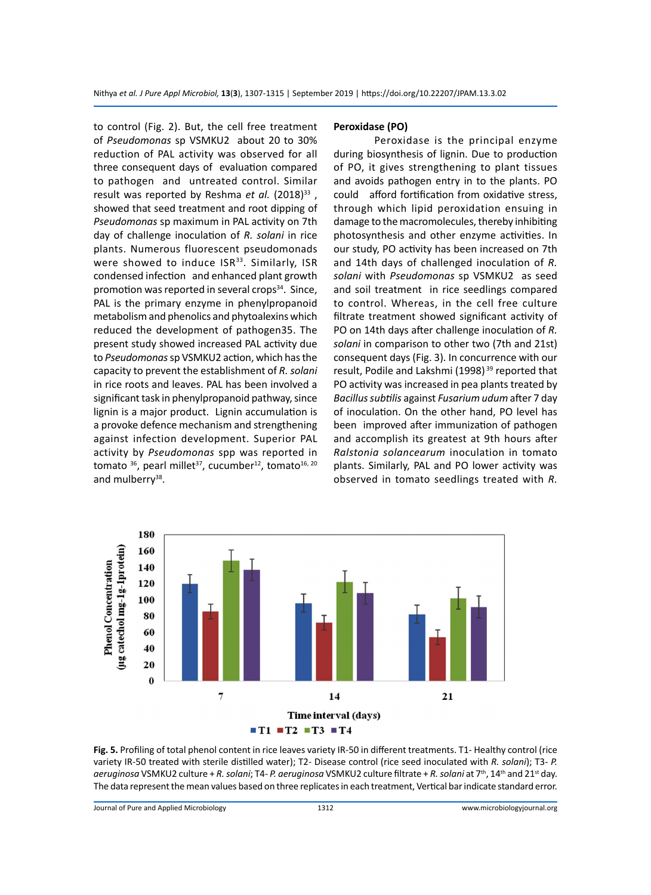to control (Fig. 2). But, the cell free treatment of *Pseudomonas* sp VSMKU2 about 20 to 30% reduction of PAL activity was observed for all three consequent days of evaluation compared to pathogen and untreated control. Similar result was reported by Reshma *et al.* (2018)[33], showed that seed treatment and root dipping of *Pseudomonas* sp maximum in PAL activity on 7th day of challenge inoculation of *R. solani* in rice plants. Numerous fluorescent pseudomonads were showed to induce ISR[33]. Similarly, ISR condensed infection and enhanced plant growth promotion was reported in several crops[34]. Since, PAL is the primary enzyme in phenylpropanoid metabolism and phenolics and phytoalexins which reduced the development of pathogen35. The present study showed increased PAL activity due to *Pseudomonas* sp VSMKU2 action, which has the capacity to prevent the establishment of *R. solani* in rice roots and leaves. PAL has been involved a significant task in phenylpropanoid pathway, since lignin is a major product. Lignin accumulation is a provoke defence mechanism and strengthening against infection development. Superior PAL activity by *Pseudomonas* spp was reported in tomato [36], pearl millet[37], cucumber[12], tomato[16, 20] and mulberry[38].

### Peroxidase (PO)

Peroxidase is the principal enzyme during biosynthesis of lignin. Due to production of PO, it gives strengthening to plant tissues and avoids pathogen entry in to the plants. PO could afford fortification from oxidative stress, through which lipid peroxidation ensuing in damage to the macromolecules, thereby inhibiting photosynthesis and other enzyme activities. In our study, PO activity has been increased on 7th and 14th days of challenged inoculation of *R. solani* with *Pseudomonas* sp VSMKU2 as seed and soil treatment in rice seedlings compared to control. Whereas, in the cell free culture filtrate treatment showed significant activity of PO on 14th days after challenge inoculation of *R. solani* in comparison to other two (7th and 21st) consequent days (Fig. 3). In concurrence with our result, Podile and Lakshmi (1998)[39] reported that PO activity was increased in pea plants treated by *Bacillus subtilis* against *Fusarium udum* after 7 day of inoculation. On the other hand, PO level has been improved after immunization of pathogen and accomplish its greatest at 9th hours after *Ralstonia solancearum* inoculation in tomato plants. Similarly, PAL and PO lower activity was observed in tomato seedlings treated with *R.*

**Fig. 5.** Profiling of total phenol content in rice leaves variety IR-50 in different treatments. T1- Healthy control (rice variety IR-50 treated with sterile distilled water); T2- Disease control (rice seed inoculated with *R. solani*); T3- *P. aeruginosa* VSMKU2 culture + *R. solani*; T4- *P. aeruginosa* VSMKU2 culture filtrate + *R. solani* at 7th, 14th and 21st day. The data represent the mean values based on three replicates in each treatment, Vertical bar indicate standard error.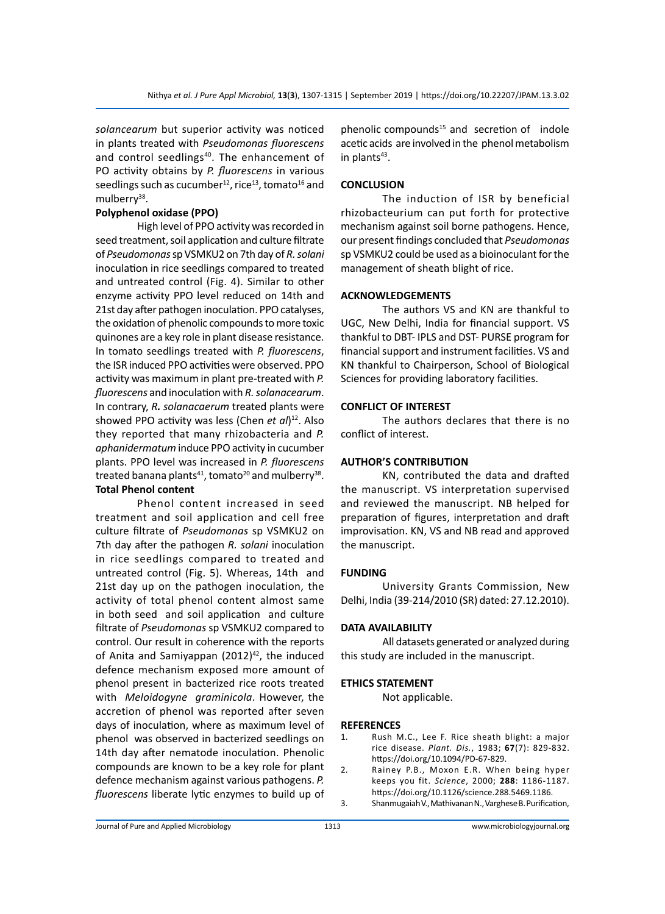*solancearum* but superior activity was noticed in plants treated with *Pseudomonas fluorescens* and control seedlings[40]. The enhancement of PO activity obtains by *P. fluorescens* in various seedlings such as cucumber[12], rice[13], tomato[16] and mulberry[38].

**Polyphenol oxidase (PPO)**

High level of PPO activity was recorded in seed treatment, soil application and culture filtrate of *Pseudomonas* sp VSMKU2 on 7th day of *R. solani* inoculation in rice seedlings compared to treated and untreated control (Fig. 4). Similar to other enzyme activity PPO level reduced on 14th and 21st day after pathogen inoculation. PPO catalyses, the oxidation of phenolic compounds to more toxic quinones are a key role in plant disease resistance. In tomato seedlings treated with *P. fluorescens*, the ISR induced PPO activities were observed. PPO activity was maximum in plant pre-treated with *P. fluorescens* and inoculation with *R. solanacearum*. In contrary, ***R.** solanacaerum* treated plants were showed PPO activity was less (Chen *et al*)[12]. Also they reported that many rhizobacteria and *P. aphanidermatum* induce PPO activity in cucumber plants. PPO level was increased in *P. fluorescens* treated banana plants[41], tomato[20] and mulberry[38].

**Total Phenol content**

Phenol content increased in seed treatment and soil application and cell free culture filtrate of *Pseudomonas* sp VSMKU2 on 7th day after the pathogen *R. solani* inoculation in rice seedlings compared to treated and untreated control (Fig. 5). Whereas, 14th and 21st day up on the pathogen inoculation, the activity of total phenol content almost same in both seed and soil application and culture filtrate of *Pseudomonas* sp VSMKU2 compared to control. Our result in coherence with the reports of Anita and Samiyappan (2012)[42], the induced defence mechanism exposed more amount of phenol present in bacterized rice roots treated with *Meloidogyne graminicola*. However, the accretion of phenol was reported after seven days of inoculation, where as maximum level of phenol was observed in bacterized seedlings on 14th day after nematode inoculation. Phenolic compounds are known to be a key role for plant defence mechanism against various pathogens. *P. fluorescens* liberate lytic enzymes to build up of phenolic compounds[15] and secretion of indole acetic acids are involved in the phenol metabolism in plants[43].

## CONCLUSION

The induction of ISR by beneficial rhizobacteurium can put forth for protective mechanism against soil borne pathogens. Hence, our present findings concluded that *Pseudomonas* sp VSMKU2 could be used as a bioinoculant for the management of sheath blight of rice.

## ACKNOWLEDGEMENTS

The authors VS and KN are thankful to UGC, New Delhi, India for financial support. VS thankful to DBT- IPLS and DST- PURSE program for financial support and instrument facilities. VS and KN thankful to Chairperson, School of Biological Sciences for providing laboratory facilities.

## CONFLICT OF INTEREST

The authors declares that there is no conflict of interest.

## AUTHOR'S CONTRIBUTION

KN, contributed the data and drafted the manuscript. VS interpretation supervised and reviewed the manuscript. NB helped for preparation of figures, interpretation and draft improvisation. KN, VS and NB read and approved the manuscript.

## FUNDING

University Grants Commission, New Delhi, India (39-214/2010 (SR) dated: 27.12.2010).

## DATA AVAILABILITY

All datasets generated or analyzed during this study are included in the manuscript.

## ETHICS STATEMENT

Not applicable.

## REFERENCES

1. Rush M.C., Lee F. Rice sheath blight: a major rice disease. *Plant. Dis.*, 1983; **67**(7): 829-832. https://doi.org/10.1094/PD-67-829.
2. Rainey P.B., Moxon E.R. When being hyper keeps you fit. *Science*, 2000; **288**: 1186-1187. https://doi.org/10.1126/science.288.5469.1186.
3. Shanmugaiah V., Mathivanan N., Varghese B. Purification,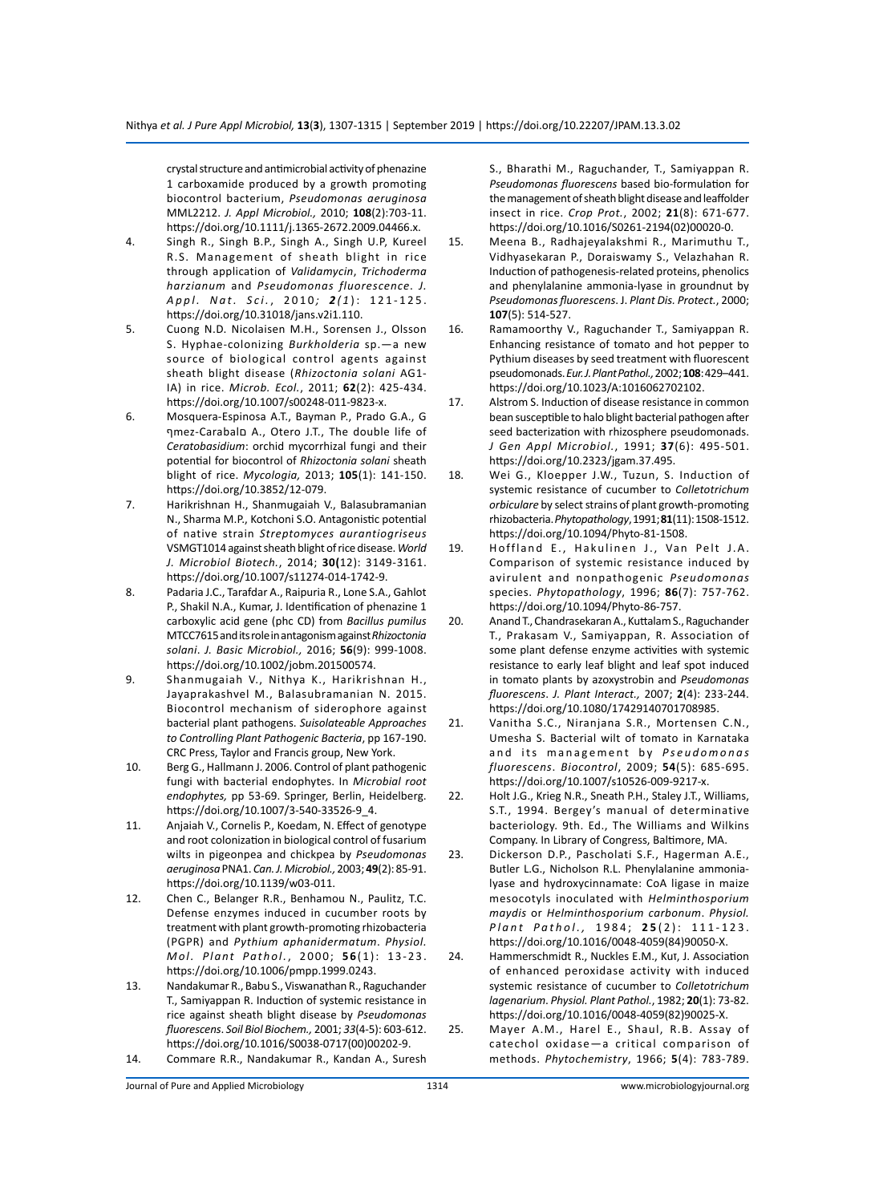crystal structure and antimicrobial activity of phenazine 1 carboxamide produced by a growth promoting biocontrol bacterium, *Pseudomonas aeruginosa* MML2212. *J. Appl Microbiol.,* 2010; **108**(2):703-11. https://doi.org/10.1111/j.1365-2672.2009.04466.x.

4. Singh R., Singh B.P., Singh A., Singh U.P, Kureel R.S. Management of sheath blight in rice through application of *Validamycin*, *Trichoderma harzianum* and *Pseudomonas fluorescence*. *J. Appl. Nat. Sci.*, 2010; ***2**(1)*: 121-125. https://doi.org/10.31018/jans.v2i1.110.
5. Cuong N.D. Nicolaisen M.H., Sorensen J., Olsson S. Hyphae-colonizing *Burkholderia* sp.—a new source of biological control agents against sheath blight disease (*Rhizoctonia solani* AG1-IA) in rice. *Microb. Ecol.*, 2011; **62**(2): 425-434. https://doi.org/10.1007/s00248-011-9823-x.
6. Mosquera-Espinosa A.T., Bayman P., Prado G.A., G ηmez-Carabalם A., Otero J.T., The double life of *Ceratobasidium*: orchid mycorrhizal fungi and their potential for biocontrol of *Rhizoctonia solani* sheath blight of rice. *Mycologia,* 2013; **105**(1): 141-150. https://doi.org/10.3852/12-079.
7. Harikrishnan H., Shanmugaiah V., Balasubramanian N., Sharma M.P., Kotchoni S.O. Antagonistic potential of native strain *Streptomyces aurantiogriseus* VSMGT1014 against sheath blight of rice disease. *World J. Microbiol Biotech.*, 2014; **30(**12): 3149-3161. https://doi.org/10.1007/s11274-014-1742-9.
8. Padaria J.C., Tarafdar A., Raipuria R., Lone S.A., Gahlot P., Shakil N.A., Kumar, J. Identification of phenazine 1 carboxylic acid gene (phc CD) from *Bacillus pumilus* MTCC7615 and its role in antagonism against *Rhizoctonia solani*. *J. Basic Microbiol.,* 2016; **56**(9): 999-1008. https://doi.org/10.1002/jobm.201500574.
9. Shanmugaiah V., Nithya K., Harikrishnan H., Jayaprakashvel M., Balasubramanian N. 2015. Biocontrol mechanism of siderophore against bacterial plant pathogens. *Suisolateable Approaches to Controlling Plant Pathogenic Bacteria*, pp 167-190. CRC Press, Taylor and Francis group, New York.
10. Berg G., Hallmann J. 2006. Control of plant pathogenic fungi with bacterial endophytes. In *Microbial root endophytes,* pp 53-69. Springer, Berlin, Heidelberg. https://doi.org/10.1007/3-540-33526-9_4.
11. Anjaiah V., Cornelis P., Koedam, N. Effect of genotype and root colonization in biological control of fusarium wilts in pigeonpea and chickpea by *Pseudomonas aeruginosa* PNA1. *Can. J. Microbiol.,* 2003; **49**(2): 85-91. https://doi.org/10.1139/w03-011.
12. Chen C., Belanger R.R., Benhamou N., Paulitz, T.C. Defense enzymes induced in cucumber roots by treatment with plant growth-promoting rhizobacteria (PGPR) and *Pythium aphanidermatum*. *Physiol. Mol. Plant Pathol.*, 2000; **56**(1): 13-23. https://doi.org/10.1006/pmpp.1999.0243.
13. Nandakumar R., Babu S., Viswanathan R., Raguchander T., Samiyappan R. Induction of systemic resistance in rice against sheath blight disease by *Pseudomonas fluorescens*. *Soil Biol Biochem.,* 2001; *33*(4-5): 603-612. https://doi.org/10.1016/S0038-0717(00)00202-9.
14. Commare R.R., Nandakumar R., Kandan A., Suresh S., Bharathi M., Raguchander, T., Samiyappan R. *Pseudomonas fluorescens* based bio-formulation for the management of sheath blight disease and leaffolder insect in rice. *Crop Prot.*, 2002; **21**(8): 671-677. https://doi.org/10.1016/S0261-2194(02)00020-0.
15. Meena B., Radhajeyalakshmi R., Marimuthu T., Vidhyasekaran P., Doraiswamy S., Velazhahan R. Induction of pathogenesis-related proteins, phenolics and phenylalanine ammonia-lyase in groundnut by *Pseudomonas fluorescens*. J. *Plant Dis. Protect.*, 2000; **107**(5): 514-527.
16. Ramamoorthy V., Raguchander T., Samiyappan R. Enhancing resistance of tomato and hot pepper to Pythium diseases by seed treatment with fluorescent pseudomonads. *Eur. J. Plant Pathol.,* 2002; **108**: 429–441. https://doi.org/10.1023/A:1016062702102.
17. Alstrom S. Induction of disease resistance in common bean susceptible to halo blight bacterial pathogen after seed bacterization with rhizosphere pseudomonads. *J Gen Appl Microbiol.*, 1991; **37**(6): 495-501. https://doi.org/10.2323/jgam.37.495.
18. Wei G., Kloepper J.W., Tuzun, S. Induction of systemic resistance of cucumber to *Colletotrichum orbiculare* by select strains of plant growth-promoting rhizobacteria. *Phytopathology*, 1991; **81**(11): 1508-1512. https://doi.org/10.1094/Phyto-81-1508.
19. Hoffland E., Hakulinen J., Van Pelt J.A. Comparison of systemic resistance induced by avirulent and nonpathogenic *Pseudomonas* species. *Phytopathology*, 1996; **86**(7): 757-762. https://doi.org/10.1094/Phyto-86-757.
20. Anand T., Chandrasekaran A., Kuttalam S., Raguchander T., Prakasam V., Samiyappan, R. Association of some plant defense enzyme activities with systemic resistance to early leaf blight and leaf spot induced in tomato plants by azoxystrobin and *Pseudomonas fluorescens*. *J. Plant Interact.,* 2007; **2**(4): 233-244. https://doi.org/10.1080/17429140701708985.
21. Vanitha S.C., Niranjana S.R., Mortensen C.N., Umesha S. Bacterial wilt of tomato in Karnataka and its management by *Pseudomonas fluorescens*. *Biocontrol*, 2009; **54**(5): 685-695. https://doi.org/10.1007/s10526-009-9217-x.
22. Holt J.G., Krieg N.R., Sneath P.H., Staley J.T., Williams, S.T., 1994. Bergey's manual of determinative bacteriology. 9th. Ed., The Williams and Wilkins Company. In Library of Congress, Baltimore, MA.
23. Dickerson D.P., Pascholati S.F., Hagerman A.E., Butler L.G., Nicholson R.L. Phenylalanine ammonia-lyase and hydroxycinnamate: CoA ligase in maize mesocotyls inoculated with *Helminthosporium maydis* or *Helminthosporium carbonum*. *Physiol. Plant Pathol.,* 1984; **25**(2): 111-123. https://doi.org/10.1016/0048-4059(84)90050-X.
24. Hammerschmidt R., Nuckles E.M., Kuc, J. Association of enhanced peroxidase activity with induced systemic resistance of cucumber to *Colletotrichum lagenarium*. *Physiol. Plant Pathol.*, 1982; **20**(1): 73-82. https://doi.org/10.1016/0048-4059(82)90025-X.
25. Mayer A.M., Harel E., Shaul, R.B. Assay of catechol oxidase—a critical comparison of methods. *Phytochemistry*, 1966; **5**(4): 783-789.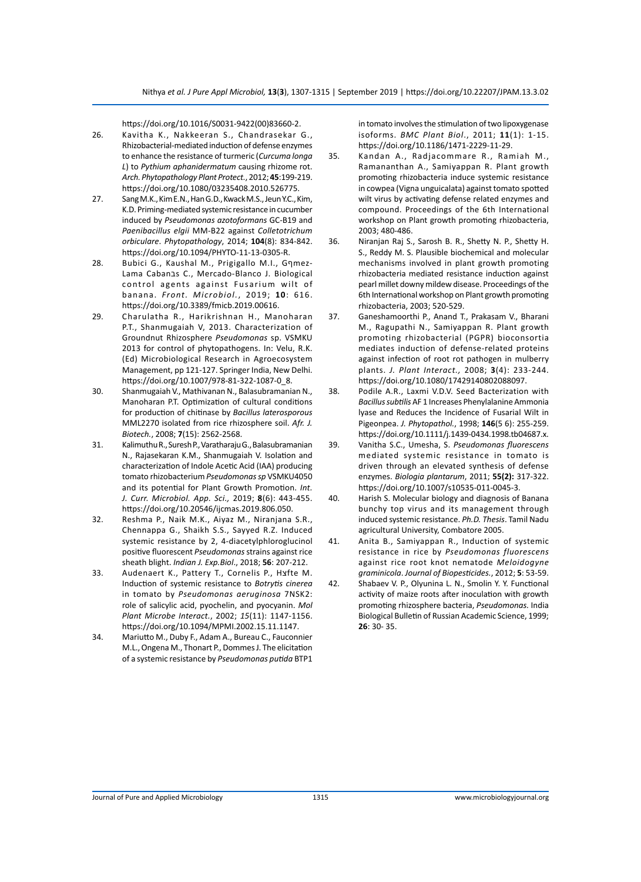https://doi.org/10.1016/S0031-9422(00)83660-2.

26. Kavitha K., Nakkeeran S., Chandrasekar G., Rhizobacterial-mediated induction of defense enzymes to enhance the resistance of turmeric (*Curcuma longa L*) to *Pythium aphanidermatum* causing rhizome rot. *Arch. Phytopathology Plant Protect.*, 2012; **45**:199-219. https://doi.org/10.1080/03235408.2010.526775.
27. Sang M.K., Kim E.N., Han G.D., Kwack M.S., Jeun Y.C., Kim, K.D. Priming-mediated systemic resistance in cucumber induced by *Pseudomonas azotoformans* GC-B19 and *Paenibacillus elgii* MM-B22 against *Colletotrichum orbiculare*. *Phytopathology*, 2014; **104**(8): 834-842. https://doi.org/10.1094/PHYTO-11-13-0305-R.
28. Bubici G., Kaushal M., Prigigallo M.I., Gףmez-Lama Cabanבs C., Mercado-Blanco J. Biological control agents against Fusarium wilt of banana. *Front. Microbiol.*, 2019; **10**: 616. https://doi.org/10.3389/fmicb.2019.00616.
29. Charulatha R., Harikrishnan H., Manoharan P.T., Shanmugaiah V, 2013. Characterization of Groundnut Rhizosphere *Pseudomonas* sp. VSMKU 2013 for control of phytopathogens. In: Velu, R.K. (Ed) Microbiological Research in Agroecosystem Management, pp 121-127. Springer India, New Delhi. https://doi.org/10.1007/978-81-322-1087-0_8.
30. Shanmugaiah V., Mathivanan N., Balasubramanian N., Manoharan P.T. Optimization of cultural conditions for production of chitinase by *Bacillus laterosporous* MML2270 isolated from rice rhizosphere soil. *Afr. J. Biotech.*, 2008; **7**(15): 2562-2568.
31. Kalimuthu R., Suresh P., Varatharaju G., Balasubramanian N., Rajasekaran K.M., Shanmugaiah V. Isolation and characterization of Indole Acetic Acid (IAA) producing tomato rhizobacterium *Pseudomonas sp* VSMKU4050 and its potential for Plant Growth Promotion. *Int. J. Curr. Microbiol. App. Sci.,* 2019; **8**(6): 443-455. https://doi.org/10.20546/ijcmas.2019.806.050.
32. Reshma P., Naik M.K., Aiyaz M., Niranjana S.R., Chennappa G., Shaikh S.S., Sayyed R.Z. Induced systemic resistance by 2, 4-diacetylphloroglucinol positive fluorescent *Pseudomonas* strains against rice sheath blight. *Indian J. Exp.Biol.*, 2018; **56**: 207-212.
33. Audenaert K., Pattery T., Cornelis P., Hצfte M. Induction of systemic resistance to *Botrytis cinerea* in tomato by *Pseudomonas aeruginosa* 7NSK2: role of salicylic acid, pyochelin, and pyocyanin. *Mol Plant Microbe Interact.*, 2002; *15*(11): 1147-1156. https://doi.org/10.1094/MPMI.2002.15.11.1147.
34. Mariutto M., Duby F., Adam A., Bureau C., Fauconnier M.L., Ongena M., Thonart P., Dommes J. The elicitation of a systemic resistance by *Pseudomonas putida* BTP1 in tomato involves the stimulation of two lipoxygenase isoforms. *BMC Plant Biol*., 2011; **11**(1): 1-15. https://doi.org/10.1186/1471-2229-11-29.
35. Kandan A., Radjacommare R., Ramiah M., Ramananthan A., Samiyappan R. Plant growth promoting rhizobacteria induce systemic resistance in cowpea (Vigna unguicalata) against tomato spotted wilt virus by activating defense related enzymes and compound. Proceedings of the 6th International workshop on Plant growth promoting rhizobacteria, 2003; 480-486.
36. Niranjan Raj S., Sarosh B. R., Shetty N. P., Shetty H. S., Reddy M. S. Plausible biochemical and molecular mechanisms involved in plant growth promoting rhizobacteria mediated resistance induction against pearl millet downy mildew disease. Proceedings of the 6th International workshop on Plant growth promoting rhizobacteria, 2003; 520-529.
37. Ganeshamoorthi P., Anand T., Prakasam V., Bharani M., Ragupathi N., Samiyappan R. Plant growth promoting rhizobacterial (PGPR) bioconsortia mediates induction of defense-related proteins against infection of root rot pathogen in mulberry plants. *J. Plant Interact.,* 2008; **3**(4): 233-244. https://doi.org/10.1080/17429140802088097.
38. Podile A.R., Laxmi V.D.V. Seed Bacterization with *Bacillus subtilis* AF 1 Increases Phenylalanine Ammonia lyase and Reduces the Incidence of Fusarial Wilt in Pigeonpea. *J. Phytopathol.*, 1998; **146**(5 6): 255-259. https://doi.org/10.1111/j.1439-0434.1998.tb04687.x.
39. Vanitha S.C., Umesha, S. *Pseudomonas fluorescens* mediated systemic resistance in tomato is driven through an elevated synthesis of defense enzymes. *Biologia plantarum*, 2011; **55(2):** 317-322. https://doi.org/10.1007/s10535-011-0045-3.
40. Harish S. Molecular biology and diagnosis of Banana bunchy top virus and its management through induced systemic resistance. *Ph.D. Thesis*. Tamil Nadu agricultural University, Combatore 2005.
41. Anita B., Samiyappan R., Induction of systemic resistance in rice by *Pseudomonas fluorescens* against rice root knot nematode *Meloidogyne graminicola*. *Journal of Biopesticides.*, 2012; **5**: 53-59.
42. Shabaev V. P., Olyunina L. N., Smolin Y. Y. Functional activity of maize roots after inoculation with growth promoting rhizosphere bacteria, *Pseudomonas.* India Biological Bulletin of Russian Academic Science, 1999; **26**: 30- 35.